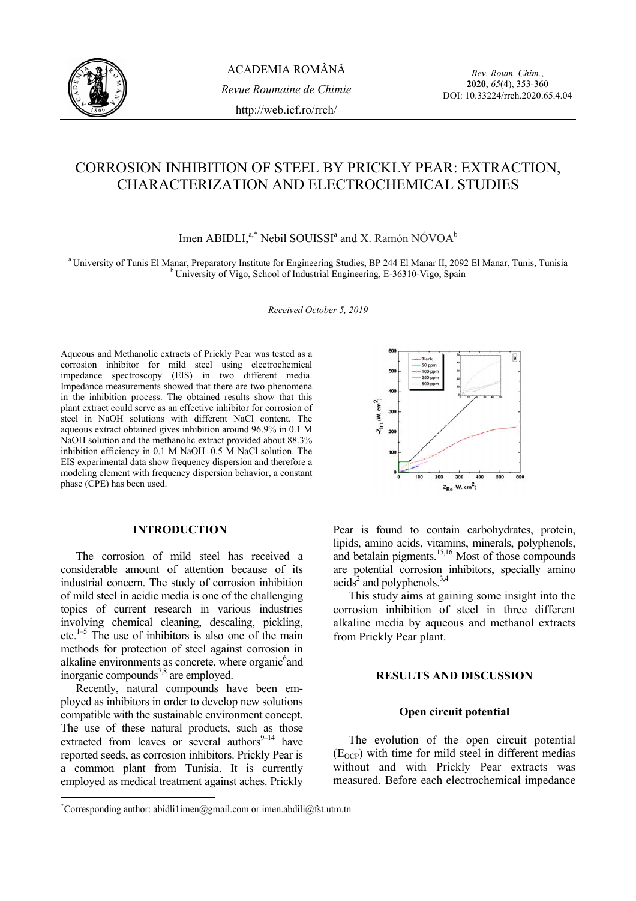# CORROSION INHIBITION OF STEEL BY PRICKLY PEAR: EXTRACTION, CHARACTERIZATION AND ELECTROCHEMICAL STUDIES

Imen ABIDLI,[a,*] Nebil SOUISSI[a] and X. Ramón NÓVOA[b]

[a] University of Tunis El Manar, Preparatory Institute for Engineering Studies, BP 244 El Manar II, 2092 El Manar, Tunis, Tunisia
[b] University of Vigo, School of Industrial Engineering, E-36310-Vigo, Spain

*Received October 5, 2019*

Aqueous and Methanolic extracts of Prickly Pear was tested as a corrosion inhibitor for mild steel using electrochemical impedance spectroscopy (EIS) in two different media. Impedance measurements showed that there are two phenomena in the inhibition process. The obtained results show that this plant extract could serve as an effective inhibitor for corrosion of steel in NaOH solutions with different NaCl content. The aqueous extract obtained gives inhibition around 96.9% in 0.1 M NaOH solution and the methanolic extract provided about 88.3% inhibition efficiency in 0.1 M NaOH+0.5 M NaCl solution. The EIS experimental data show frequency dispersion and therefore a modeling element with frequency dispersion behavior, a constant phase (CPE) has been used.

## INTRODUCTION

The corrosion of mild steel has received a considerable amount of attention because of its industrial concern. The study of corrosion inhibition of mild steel in acidic media is one of the challenging topics of current research in various industries involving chemical cleaning, descaling, pickling, etc.[1–5] The use of inhibitors is also one of the main methods for protection of steel against corrosion in alkaline environments as concrete, where organic[6] and inorganic compounds[7,8] are employed.

Recently, natural compounds have been employed as inhibitors in order to develop new solutions compatible with the sustainable environment concept. The use of these natural products, such as those extracted from leaves or several authors[9–14] have reported seeds, as corrosion inhibitors. Prickly Pear is a common plant from Tunisia. It is currently employed as medical treatment against aches. Prickly Pear is found to contain carbohydrates, protein, lipids, amino acids, vitamins, minerals, polyphenols, and betalain pigments.[15,16] Most of those compounds are potential corrosion inhibitors, specially amino acids[2] and polyphenols.[3,4]

This study aims at gaining some insight into the corrosion inhibition of steel in three different alkaline media by aqueous and methanol extracts from Prickly Pear plant.

## RESULTS AND DISCUSSION

### Open circuit potential

The evolution of the open circuit potential ($E_{OCP}$) with time for mild steel in different medias without and with Prickly Pear extracts was measured. Before each electrochemical impedance

*Corresponding author: abidli1imen@gmail.com or imen.abdili@fst.utm.tn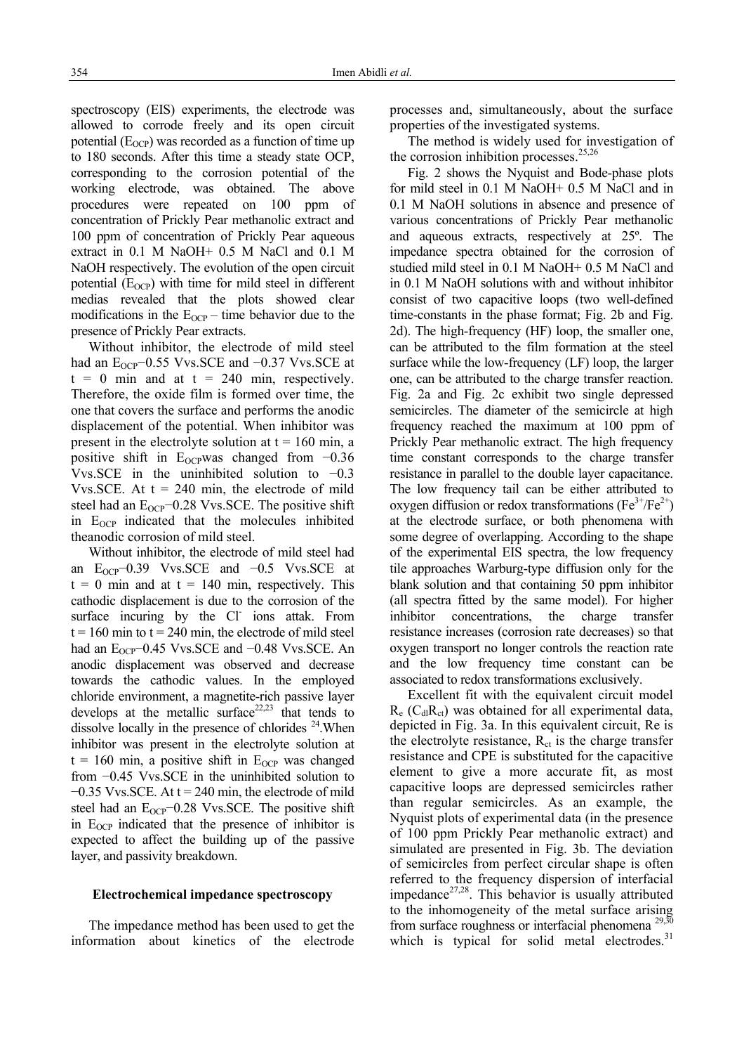spectroscopy (EIS) experiments, the electrode was allowed to corrode freely and its open circuit potential ($E_{OCP}$) was recorded as a function of time up to 180 seconds. After this time a steady state OCP, corresponding to the corrosion potential of the working electrode, was obtained. The above procedures were repeated on 100 ppm of concentration of Prickly Pear methanolic extract and 100 ppm of concentration of Prickly Pear aqueous extract in 0.1 M NaOH+ 0.5 M NaCl and 0.1 M NaOH respectively. The evolution of the open circuit potential ($E_{OCP}$) with time for mild steel in different medias revealed that the plots showed clear modifications in the $E_{OCP}$ – time behavior due to the presence of Prickly Pear extracts.

Without inhibitor, the electrode of mild steel had an $E_{OCP}$−0.55 Vvs.SCE and −0.37 Vvs.SCE at t = 0 min and at t = 240 min, respectively. Therefore, the oxide film is formed over time, the one that covers the surface and performs the anodic displacement of the potential. When inhibitor was present in the electrolyte solution at t = 160 min, a positive shift in $E_{OCP}$was changed from −0.36 Vvs.SCE in the uninhibited solution to −0.3 Vvs.SCE. At t = 240 min, the electrode of mild steel had an $E_{OCP}$−0.28 Vvs.SCE. The positive shift in $E_{OCP}$ indicated that the molecules inhibited theanodic corrosion of mild steel.

Without inhibitor, the electrode of mild steel had an $E_{OCP}$−0.39 Vvs.SCE and −0.5 Vvs.SCE at t = 0 min and at t = 140 min, respectively. This cathodic displacement is due to the corrosion of the surface incuring by the $Cl^-$ ions attak. From t = 160 min to t = 240 min, the electrode of mild steel had an $E_{OCP}$−0.45 Vvs.SCE and −0.48 Vvs.SCE. An anodic displacement was observed and decrease towards the cathodic values. In the employed chloride environment, a magnetite-rich passive layer develops at the metallic surface[22,23] that tends to dissolve locally in the presence of chlorides [24].When inhibitor was present in the electrolyte solution at t = 160 min, a positive shift in $E_{OCP}$ was changed from −0.45 Vvs.SCE in the uninhibited solution to −0.35 Vvs.SCE. At t = 240 min, the electrode of mild steel had an $E_{OCP}$−0.28 Vvs.SCE. The positive shift in $E_{OCP}$ indicated that the presence of inhibitor is expected to affect the building up of the passive layer, and passivity breakdown.

## Electrochemical impedance spectroscopy

The impedance method has been used to get the information about kinetics of the electrode processes and, simultaneously, about the surface properties of the investigated systems.

The method is widely used for investigation of the corrosion inhibition processes.[25,26]

Fig. 2 shows the Nyquist and Bode-phase plots for mild steel in 0.1 M NaOH+ 0.5 M NaCl and in 0.1 M NaOH solutions in absence and presence of various concentrations of Prickly Pear methanolic and aqueous extracts, respectively at 25º. The impedance spectra obtained for the corrosion of studied mild steel in 0.1 M NaOH+ 0.5 M NaCl and in 0.1 M NaOH solutions with and without inhibitor consist of two capacitive loops (two well-defined time-constants in the phase format; Fig. 2b and Fig. 2d). The high-frequency (HF) loop, the smaller one, can be attributed to the film formation at the steel surface while the low-frequency (LF) loop, the larger one, can be attributed to the charge transfer reaction. Fig. 2a and Fig. 2c exhibit two single depressed semicircles. The diameter of the semicircle at high frequency reached the maximum at 100 ppm of Prickly Pear methanolic extract. The high frequency time constant corresponds to the charge transfer resistance in parallel to the double layer capacitance. The low frequency tail can be either attributed to oxygen diffusion or redox transformations ($Fe^{3+}/Fe^{2+}$) at the electrode surface, or both phenomena with some degree of overlapping. According to the shape of the experimental EIS spectra, the low frequency tile approaches Warburg-type diffusion only for the blank solution and that containing 50 ppm inhibitor (all spectra fitted by the same model). For higher inhibitor concentrations, the charge transfer resistance increases (corrosion rate decreases) so that oxygen transport no longer controls the reaction rate and the low frequency time constant can be associated to redox transformations exclusively.

Excellent fit with the equivalent circuit model $R_e$ ($C_{dl}R_{ct}$) was obtained for all experimental data, depicted in Fig. 3a. In this equivalent circuit, Re is the electrolyte resistance, $R_{ct}$ is the charge transfer resistance and CPE is substituted for the capacitive element to give a more accurate fit, as most capacitive loops are depressed semicircles rather than regular semicircles. As an example, the Nyquist plots of experimental data (in the presence of 100 ppm Prickly Pear methanolic extract) and simulated are presented in Fig. 3b. The deviation of semicircles from perfect circular shape is often referred to the frequency dispersion of interfacial impedance[27,28]. This behavior is usually attributed to the inhomogeneity of the metal surface arising from surface roughness or interfacial phenomena [29,30] which is typical for solid metal electrodes.[31]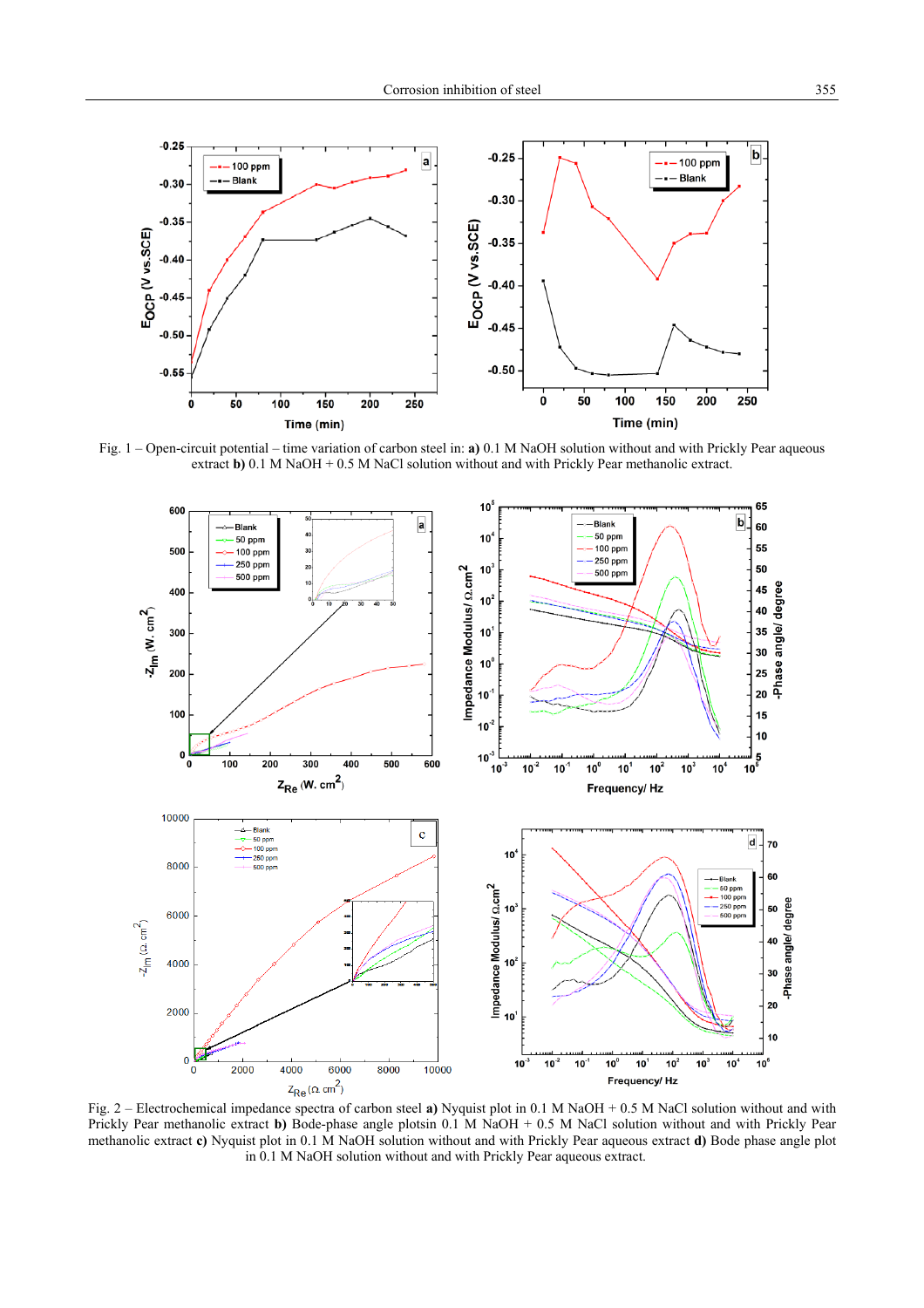Fig. 1 – Open-circuit potential – time variation of carbon steel in: **a)** 0.1 M NaOH solution without and with Prickly Pear aqueous extract **b)** 0.1 M NaOH + 0.5 M NaCl solution without and with Prickly Pear methanolic extract.

Fig. 2 – Electrochemical impedance spectra of carbon steel **a)** Nyquist plot in 0.1 M NaOH + 0.5 M NaCl solution without and with Prickly Pear methanolic extract **b)** Bode-phase angle plotsin 0.1 M NaOH + 0.5 M NaCl solution without and with Prickly Pear methanolic extract **c)** Nyquist plot in 0.1 M NaOH solution without and with Prickly Pear aqueous extract **d)** Bode phase angle plot in 0.1 M NaOH solution without and with Prickly Pear aqueous extract.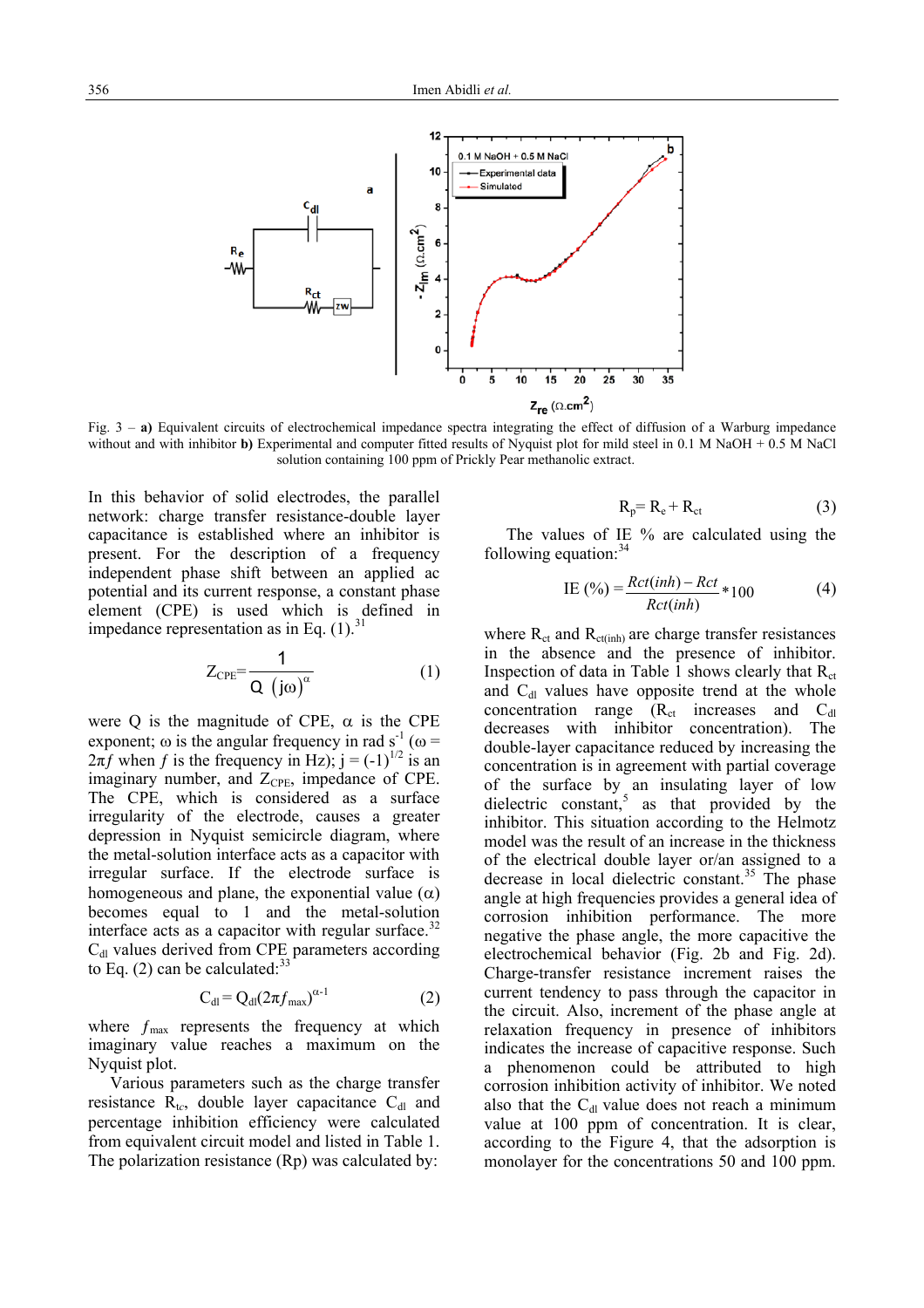Fig. 3 – **a)** Equivalent circuits of electrochemical impedance spectra integrating the effect of diffusion of a Warburg impedance without and with inhibitor **b)** Experimental and computer fitted results of Nyquist plot for mild steel in 0.1 M NaOH + 0.5 M NaCl solution containing 100 ppm of Prickly Pear methanolic extract.

In this behavior of solid electrodes, the parallel network: charge transfer resistance-double layer capacitance is established where an inhibitor is present. For the description of a frequency independent phase shift between an applied ac potential and its current response, a constant phase element (CPE) is used which is defined in impedance representation as in Eq. (1).[31]

$$Z_{CPE} = \frac{1}{Q\,(j\omega)^{\alpha}} \tag{1}$$

were Q is the magnitude of CPE, α is the CPE exponent; ω is the angular frequency in rad $s^{-1}$ ($\omega = 2\pi f$ when $f$ is the frequency in Hz); $j = (-1)^{1/2}$ is an imaginary number, and $Z_{CPE}$, impedance of CPE. The CPE, which is considered as a surface irregularity of the electrode, causes a greater depression in Nyquist semicircle diagram, where the metal-solution interface acts as a capacitor with irregular surface. If the electrode surface is homogeneous and plane, the exponential value (α) becomes equal to 1 and the metal-solution interface acts as a capacitor with regular surface.[32] $C_{dl}$ values derived from CPE parameters according to Eq. (2) can be calculated:[33]

$$C_{dl} = Q_{dl}(2\pi f_{max})^{\alpha-1} \tag{2}$$

where $f_{max}$ represents the frequency at which imaginary value reaches a maximum on the Nyquist plot.

Various parameters such as the charge transfer resistance $R_{tc}$, double layer capacitance $C_{dl}$ and percentage inhibition efficiency were calculated from equivalent circuit model and listed in Table 1. The polarization resistance (Rp) was calculated by:

$$R_p = R_e + R_{ct} \tag{3}$$

The values of IE % are calculated using the following equation:[34]

$$\text{IE}\,(\%) = \frac{Rct(inh) - Rct}{Rct(inh)} * 100 \tag{4}$$

where $R_{ct}$ and $R_{ct(inh)}$ are charge transfer resistances in the absence and the presence of inhibitor. Inspection of data in Table 1 shows clearly that $R_{ct}$ and $C_{dl}$ values have opposite trend at the whole concentration range ($R_{ct}$ increases and $C_{dl}$ decreases with inhibitor concentration). The double-layer capacitance reduced by increasing the concentration is in agreement with partial coverage of the surface by an insulating layer of low dielectric constant,[5] as that provided by the inhibitor. This situation according to the Helmotz model was the result of an increase in the thickness of the electrical double layer or/an assigned to a decrease in local dielectric constant.[35] The phase angle at high frequencies provides a general idea of corrosion inhibition performance. The more negative the phase angle, the more capacitive the electrochemical behavior (Fig. 2b and Fig. 2d). Charge-transfer resistance increment raises the current tendency to pass through the capacitor in the circuit. Also, increment of the phase angle at relaxation frequency in presence of inhibitors indicates the increase of capacitive response. Such a phenomenon could be attributed to high corrosion inhibition activity of inhibitor. We noted also that the $C_{dl}$ value does not reach a minimum value at 100 ppm of concentration. It is clear, according to the Figure 4, that the adsorption is monolayer for the concentrations 50 and 100 ppm.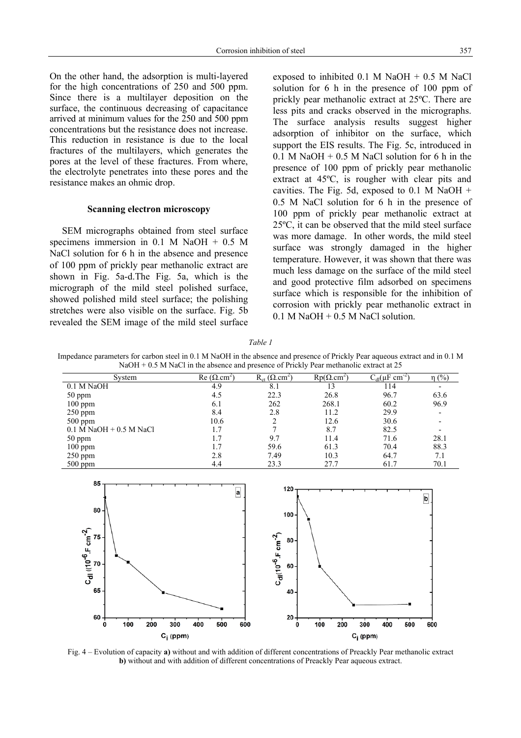On the other hand, the adsorption is multi-layered for the high concentrations of 250 and 500 ppm. Since there is a multilayer deposition on the surface, the continuous decreasing of capacitance arrived at minimum values for the 250 and 500 ppm concentrations but the resistance does not increase. This reduction in resistance is due to the local fractures of the multilayers, which generates the pores at the level of these fractures. From where, the electrolyte penetrates into these pores and the resistance makes an ohmic drop.

### Scanning electron microscopy

SEM micrographs obtained from steel surface specimens immersion in 0.1 M NaOH + 0.5 M NaCl solution for 6 h in the absence and presence of 100 ppm of prickly pear methanolic extract are shown in Fig. 5a-d.The Fig. 5a, which is the micrograph of the mild steel polished surface, showed polished mild steel surface; the polishing stretches were also visible on the surface. Fig. 5b revealed the SEM image of the mild steel surface exposed to inhibited 0.1 M NaOH + 0.5 M NaCl solution for 6 h in the presence of 100 ppm of prickly pear methanolic extract at 25ºC. There are less pits and cracks observed in the micrographs. The surface analysis results suggest higher adsorption of inhibitor on the surface, which support the EIS results. The Fig. 5c, introduced in 0.1 M NaOH + 0.5 M NaCl solution for 6 h in the presence of 100 ppm of prickly pear methanolic extract at 45ºC, is rougher with clear pits and cavities. The Fig. 5d, exposed to 0.1 M NaOH + 0.5 M NaCl solution for 6 h in the presence of 100 ppm of prickly pear methanolic extract at 25ºC, it can be observed that the mild steel surface was more damage. In other words, the mild steel surface was strongly damaged in the higher temperature. However, it was shown that there was much less damage on the surface of the mild steel and good protective film adsorbed on specimens surface which is responsible for the inhibition of corrosion with prickly pear methanolic extract in 0.1 M NaOH + 0.5 M NaCl solution.

*Table 1*

Impedance parameters for carbon steel in 0.1 M NaOH in the absence and presence of Prickly Pear aqueous extract and in 0.1 M NaOH + 0.5 M NaCl in the absence and presence of Prickly Pear methanolic extract at 25

| System | Re ($\Omega$.cm$^2$) | $R_{ct}$ ($\Omega$.cm$^2$) | Rp($\Omega$.cm$^2$) | $C_{dl}$($\mu$F cm$^{-2}$) | $\eta$ (%) |
|---|---|---|---|---|---|
| 0.1 M NaOH | 4.9 | 8.1 | 13 | 114 | - |
| 50 ppm | 4.5 | 22.3 | 26.8 | 96.7 | 63.6 |
| 100 ppm | 6.1 | 262 | 268.1 | 60.2 | 96.9 |
| 250 ppm | 8.4 | 2.8 | 11.2 | 29.9 | - |
| 500 ppm | 10.6 | 2 | 12.6 | 30.6 | - |
| 0.1 M NaOH + 0.5 M NaCl | 1.7 | 7 | 8.7 | 82.5 | - |
| 50 ppm | 1.7 | 9.7 | 11.4 | 71.6 | 28.1 |
| 100 ppm | 1.7 | 59.6 | 61.3 | 70.4 | 88.3 |
| 250 ppm | 2.8 | 7.49 | 10.3 | 64.7 | 7.1 |
| 500 ppm | 4.4 | 23.3 | 27.7 | 61.7 | 70.1 |

Fig. 4 – Evolution of capacity **a)** without and with addition of different concentrations of Preackly Pear methanolic extract **b)** without and with addition of different concentrations of Preackly Pear aqueous extract.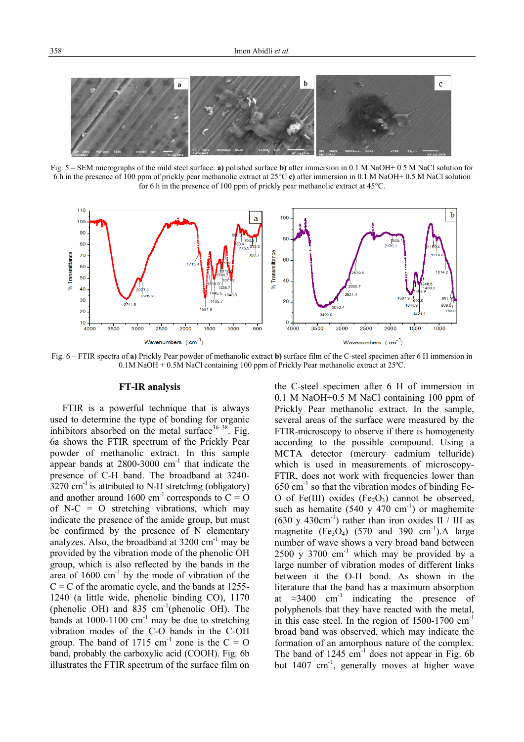Fig. 5 – SEM micrographs of the mild steel surface: **a)** polished surface **b)** after immersion in 0.1 M NaOH+ 0.5 M NaCl solution for 6 h in the presence of 100 ppm of prickly pear methanolic extract at 25°C **c)** after immersion in 0.1 M NaOH+ 0.5 M NaCl solution for 6 h in the presence of 100 ppm of prickly pear methanolic extract at 45°C.

Fig. 6 – FTIR spectra of **a)** Prickly Pear powder of methanolic extract **b)** surface film of the C-steel specimen after 6 H immersion in 0.1M NaOH + 0.5M NaCl containing 100 ppm of Prickly Pear methanolic extract at 25ºC.

### FT-IR analysis

FTIR is a powerful technique that is always used to determine the type of bonding for organic inhibitors absorbed on the metal surface[36–38]. Fig. 6a shows the FTIR spectrum of the Prickly Pear powder of methanolic extract. In this sample appear bands at 2800-3000 $cm^{-1}$ that indicate the presence of C-H band. The broadband at 3240-3270 $cm^{-1}$ is attributed to N-H stretching (obligatory) and another around 1600 $cm^{-1}$ corresponds to C = O of N-C = O stretching vibrations, which may indicate the presence of the amide group, but must be confirmed by the presence of N elementary analyzes. Also, the broadband at 3200 $cm^{-1}$ may be provided by the vibration mode of the phenolic OH group, which is also reflected by the bands in the area of 1600 $cm^{-1}$ by the mode of vibration of the C = C of the aromatic cycle, and the bands at 1255-1240 (a little wide, phenolic binding CO), 1170 (phenolic OH) and 835 $cm^{-1}$(phenolic OH). The bands at 1000-1100 $cm^{-1}$ may be due to stretching vibration modes of the C-O bands in the C-OH group. The band of 1715 $cm^{-1}$ zone is the C = O band, probably the carboxylic acid (COOH). Fig. 6b illustrates the FTIR spectrum of the surface film on the C-steel specimen after 6 H of immersion in 0.1 M NaOH+0.5 M NaCl containing 100 ppm of Prickly Pear methanolic extract. In the sample, several areas of the surface were measured by the FTIR-microscopy to observe if there is homogeneity according to the possible compound. Using a MCTA detector (mercury cadmium telluride) which is used in measurements of microscopy-FTIR, does not work with frequencies lower than 650 $cm^{-1}$ so that the vibration modes of binding Fe-O of Fe(III) oxides ($Fe_2O_3$) cannot be observed, such as hematite (540 y 470 $cm^{-1}$) or maghemite (630 y 430$cm^{-1}$) rather than iron oxides II / III as magnetite ($Fe_3O_4$) (570 and 390 $cm^{-1}$).A large number of wave shows a very broad band between 2500 y 3700 $cm^{-1}$ which may be provided by a large number of vibration modes of different links between it the O-H bond. As shown in the literature that the band has a maximum absorption at ≈3400 $cm^{-1}$ indicating the presence of polyphenols that they have reacted with the metal, in this case steel. In the region of 1500-1700 $cm^{-1}$ broad band was observed, which may indicate the formation of an amorphous nature of the complex. The band of 1245 $cm^{-1}$ does not appear in Fig. 6b but 1407 $cm^{-1}$, generally moves at higher wave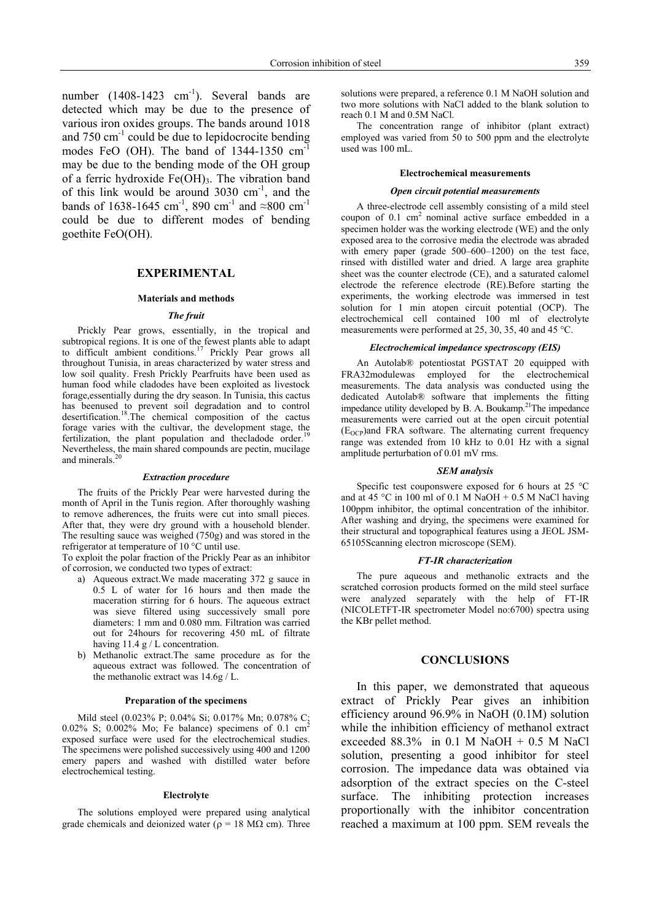number (1408-1423 $cm^{-1}$). Several bands are detected which may be due to the presence of various iron oxides groups. The bands around 1018 and 750 $cm^{-1}$ could be due to lepidocrocite bending modes FeO (OH). The band of 1344-1350 $cm^{-1}$ may be due to the bending mode of the OH group of a ferric hydroxide $Fe(OH)_3$. The vibration band of this link would be around 3030 $cm^{-1}$, and the bands of 1638-1645 $cm^{-1}$, 890 $cm^{-1}$ and ≈800 $cm^{-1}$ could be due to different modes of bending goethite FeO(OH).

## EXPERIMENTAL

### Materials and methods

#### *The fruit*

Prickly Pear grows, essentially, in the tropical and subtropical regions. It is one of the fewest plants able to adapt to difficult ambient conditions.[17] Prickly Pear grows all throughout Tunisia, in areas characterized by water stress and low soil quality. Fresh Prickly Pearfruits have been used as human food while cladodes have been exploited as livestock forage,essentially during the dry season. In Tunisia, this cactus has beenused to prevent soil degradation and to control desertification.[18].The chemical composition of the cactus forage varies with the cultivar, the development stage, the fertilization, the plant population and thecladode order.[19] Nevertheless, the main shared compounds are pectin, mucilage and minerals.[20]

#### *Extraction procedure*

The fruits of the Prickly Pear were harvested during the month of April in the Tunis region. After thoroughly washing to remove adherences, the fruits were cut into small pieces. After that, they were dry ground with a household blender. The resulting sauce was weighed (750g) and was stored in the refrigerator at temperature of 10 °C until use.

To exploit the polar fraction of the Prickly Pear as an inhibitor of corrosion, we conducted two types of extract:

a) Aqueous extract.We made macerating 372 g sauce in 0.5 L of water for 16 hours and then made the maceration stirring for 6 hours. The aqueous extract was sieve filtered using successively small pore diameters: 1 mm and 0.080 mm. Filtration was carried out for 24hours for recovering 450 mL of filtrate having 11.4 g / L concentration.
b) Methanolic extract.The same procedure as for the aqueous extract was followed. The concentration of the methanolic extract was 14.6g / L.

### Preparation of the specimens

Mild steel (0.023% P; 0.04% Si; 0.017% Mn; 0.078% C; 0.02% S; 0.002% Mo; Fe balance) specimens of 0.1 $cm^2$ exposed surface were used for the electrochemical studies. The specimens were polished successively using 400 and 1200 emery papers and washed with distilled water before electrochemical testing.

### Electrolyte

The solutions employed were prepared using analytical grade chemicals and deionized water (ρ = 18 MΩ cm). Three solutions were prepared, a reference 0.1 M NaOH solution and two more solutions with NaCl added to the blank solution to reach 0.1 M and 0.5M NaCl.

The concentration range of inhibitor (plant extract) employed was varied from 50 to 500 ppm and the electrolyte used was 100 mL.

### Electrochemical measurements

#### *Open circuit potential measurements*

A three-electrode cell assembly consisting of a mild steel coupon of 0.1 $cm^2$ nominal active surface embedded in a specimen holder was the working electrode (WE) and the only exposed area to the corrosive media the electrode was abraded with emery paper (grade 500–600–1200) on the test face, rinsed with distilled water and dried. A large area graphite sheet was the counter electrode (CE), and a saturated calomel electrode the reference electrode (RE).Before starting the experiments, the working electrode was immersed in test solution for 1 min atopen circuit potential (OCP). The electrochemical cell contained 100 ml of electrolyte measurements were performed at 25, 30, 35, 40 and 45 °C.

#### *Electrochemical impedance spectroscopy (EIS)*

An Autolab® potentiostat PGSTAT 20 equipped with FRA32modulewas employed for the electrochemical measurements. The data analysis was conducted using the dedicated Autolab® software that implements the fitting impedance utility developed by B. A. Boukamp.[21]The impedance measurements were carried out at the open circuit potential ($E_{OCP}$)and FRA software. The alternating current frequency range was extended from 10 kHz to 0.01 Hz with a signal amplitude perturbation of 0.01 mV rms.

#### *SEM analysis*

Specific test couponswere exposed for 6 hours at 25 °C and at 45 °C in 100 ml of 0.1 M NaOH + 0.5 M NaCl having 100ppm inhibitor, the optimal concentration of the inhibitor. After washing and drying, the specimens were examined for their structural and topographical features using a JEOL JSM-65105Scanning electron microscope (SEM).

#### *FT-IR characterization*

The pure aqueous and methanolic extracts and the scratched corrosion products formed on the mild steel surface were analyzed separately with the help of FT-IR (NICOLETFT-IR spectrometer Model no:6700) spectra using the KBr pellet method.

## CONCLUSIONS

In this paper, we demonstrated that aqueous extract of Prickly Pear gives an inhibition efficiency around 96.9% in NaOH (0.1M) solution while the inhibition efficiency of methanol extract exceeded 88.3% in 0.1 M NaOH + 0.5 M NaCl solution, presenting a good inhibitor for steel corrosion. The impedance data was obtained via adsorption of the extract species on the C-steel surface. The inhibiting protection increases proportionally with the inhibitor concentration reached a maximum at 100 ppm. SEM reveals the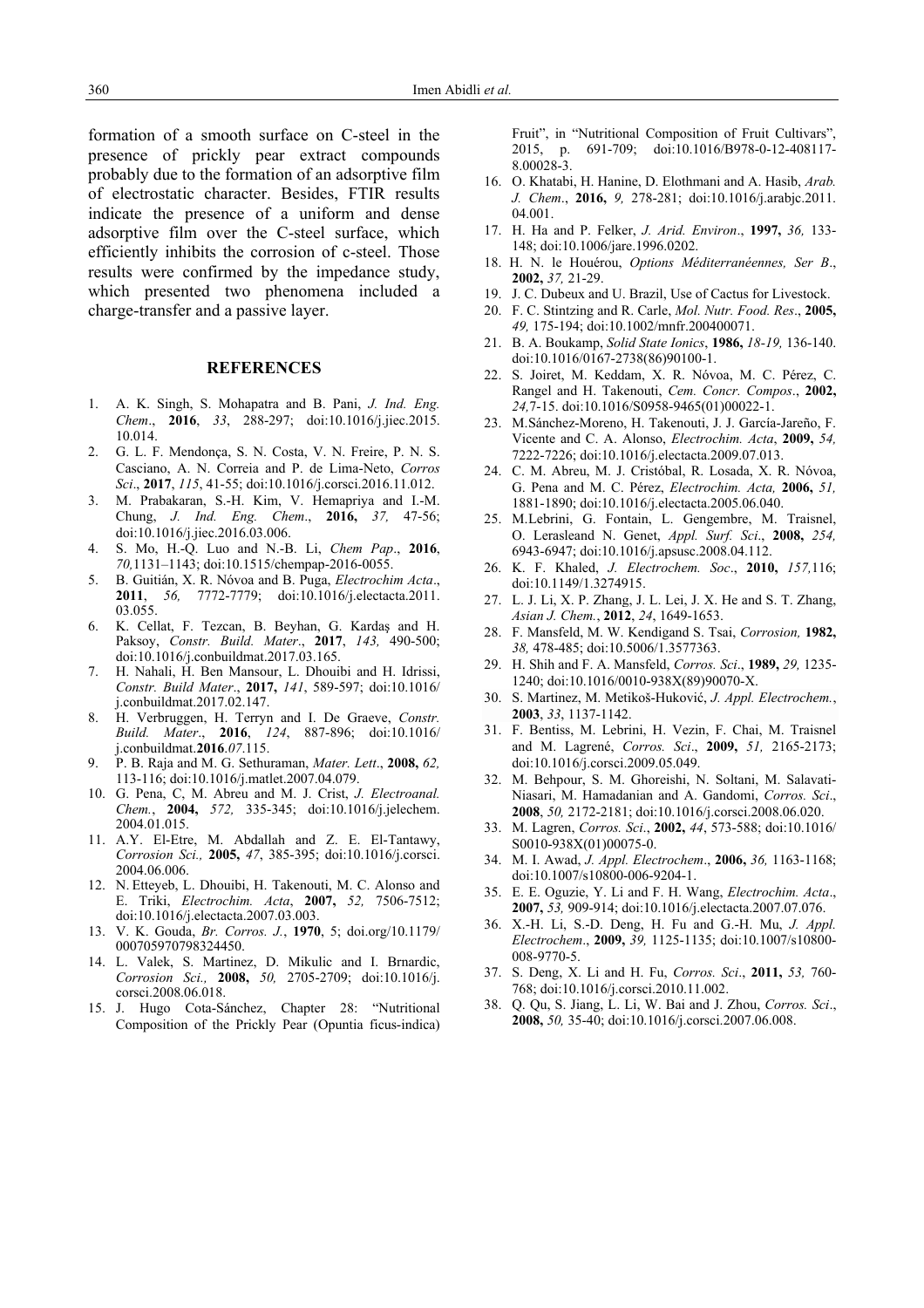formation of a smooth surface on C-steel in the presence of prickly pear extract compounds probably due to the formation of an adsorptive film of electrostatic character. Besides, FTIR results indicate the presence of a uniform and dense adsorptive film over the C-steel surface, which efficiently inhibits the corrosion of c-steel. Those results were confirmed by the impedance study, which presented two phenomena included a charge-transfer and a passive layer.

## REFERENCES

1. A. K. Singh, S. Mohapatra and B. Pani, *J. Ind. Eng. Chem*., **2016**, *33*, 288-297; doi:10.1016/j.jiec.2015.10.014.
2. G. L. F. Mendonça, S. N. Costa, V. N. Freire, P. N. S. Casciano, A. N. Correia and P. de Lima-Neto, *Corros Sci*., **2017**, *115*, 41-55; doi:10.1016/j.corsci.2016.11.012.
3. M. Prabakaran, S.-H. Kim, V. Hemapriya and I.-M. Chung, *J. Ind. Eng. Chem*., **2016,** *37,* 47-56; doi:10.1016/j.jiec.2016.03.006.
4. S. Mo, H.-Q. Luo and N.-B. Li, *Chem Pap*., **2016**, *70,*1131–1143; doi:10.1515/chempap-2016-0055.
5. B. Guitián, X. R. Nóvoa and B. Puga, *Electrochim Acta*., **2011**, *56,* 7772-7779; doi:10.1016/j.electacta.2011.03.055.
6. K. Cellat, F. Tezcan, B. Beyhan, G. Kardaş and H. Paksoy, *Constr. Build. Mater*., **2017**, *143,* 490-500; doi:10.1016/j.conbuildmat.2017.03.165.
7. H. Nahali, H. Ben Mansour, L. Dhouibi and H. Idrissi, *Constr. Build Mater*., **2017,** *141*, 589-597; doi:10.1016/j.conbuildmat.2017.02.147.
8. H. Verbruggen, H. Terryn and I. De Graeve, *Constr. Build. Mater*., **2016**, *124*, 887-896; doi:10.1016/j.conbuildmat.**2016**.*07*.115.
9. P. B. Raja and M. G. Sethuraman, *Mater. Lett*., **2008,** *62,* 113-116; doi:10.1016/j.matlet.2007.04.079.
10. G. Pena, C, M. Abreu and M. J. Crist, *J. Electroanal. Chem.*, **2004,** *572,* 335-345; doi:10.1016/j.jelechem.2004.01.015.
11. A.Y. El-Etre, M. Abdallah and Z. E. El-Tantawy, *Corrosion Sci.,* **2005,** *47*, 385-395; doi:10.1016/j.corsci.2004.06.006.
12. N. Etteyeb, L. Dhouibi, H. Takenouti, M. C. Alonso and E. Triki, *Electrochim. Acta*, **2007,** *52,* 7506-7512; doi:10.1016/j.electacta.2007.03.003.
13. V. K. Gouda, *Br. Corros. J.*, **1970**, 5; doi.org/10.1179/000705970798324450.
14. L. Valek, S. Martinez, D. Mikulic and I. Brnardic, *Corrosion Sci.,* **2008,** *50,* 2705-2709; doi:10.1016/j.corsci.2008.06.018.
15. J. Hugo Cota-Sánchez, Chapter 28: "Nutritional Composition of the Prickly Pear (Opuntia ficus-indica) Fruit", in "Nutritional Composition of Fruit Cultivars", 2015, p. 691-709; doi:10.1016/B978-0-12-408117-8.00028-3.
16. O. Khatabi, H. Hanine, D. Elothmani and A. Hasib, *Arab. J. Chem*., **2016,** *9,* 278-281; doi:10.1016/j.arabjc.2011.04.001.
17. H. Ha and P. Felker, *J. Arid. Environ*., **1997,** *36,* 133-148; doi:10.1006/jare.1996.0202.
18. H. N. le Houérou, *Options Méditerranéennes, Ser B*., **2002,** *37,* 21-29.
19. J. C. Dubeux and U. Brazil, Use of Cactus for Livestock.
20. F. C. Stintzing and R. Carle, *Mol. Nutr. Food. Res*., **2005,** *49,* 175-194; doi:10.1002/mnfr.200400071.
21. B. A. Boukamp, *Solid State Ionics*, **1986,** *18-19,* 136-140. doi:10.1016/0167-2738(86)90100-1.
22. S. Joiret, M. Keddam, X. R. Nóvoa, M. C. Pérez, C. Rangel and H. Takenouti, *Cem. Concr. Compos*., **2002,** *24,*7-15. doi:10.1016/S0958-9465(01)00022-1.
23. M.Sánchez-Moreno, H. Takenouti, J. J. García-Jareño, F. Vicente and C. A. Alonso, *Electrochim. Acta*, **2009,** *54,* 7222-7226; doi:10.1016/j.electacta.2009.07.013.
24. C. M. Abreu, M. J. Cristóbal, R. Losada, X. R. Nóvoa, G. Pena and M. C. Pérez, *Electrochim. Acta,* **2006,** *51,* 1881-1890; doi:10.1016/j.electacta.2005.06.040.
25. M.Lebrini, G. Fontain, L. Gengembre, M. Traisnel, O. Lerasleand N. Genet, *Appl. Surf. Sci*., **2008,** *254,* 6943-6947; doi:10.1016/j.apsusc.2008.04.112.
26. K. F. Khaled, *J. Electrochem. Soc*., **2010,** *157,*116; doi:10.1149/1.3274915.
27. L. J. Li, X. P. Zhang, J. L. Lei, J. X. He and S. T. Zhang, *Asian J. Chem.*, **2012**, *24*, 1649-1653.
28. F. Mansfeld, M. W. Kendigand S. Tsai, *Corrosion,* **1982,** *38,* 478-485; doi:10.5006/1.3577363.
29. H. Shih and F. A. Mansfeld, *Corros. Sci*., **1989,** *29,* 1235-1240; doi:10.1016/0010-938X(89)90070-X.
30. S. Martinez, M. Metikoš-Huković, *J. Appl. Electrochem.*, **2003**, *33*, 1137-1142.
31. F. Bentiss, M. Lebrini, H. Vezin, F. Chai, M. Traisnel and M. Lagrené, *Corros. Sci*., **2009,** *51,* 2165-2173; doi:10.1016/j.corsci.2009.05.049.
32. M. Behpour, S. M. Ghoreishi, N. Soltani, M. Salavati-Niasari, M. Hamadanian and A. Gandomi, *Corros. Sci*., **2008**, *50,* 2172-2181; doi:10.1016/j.corsci.2008.06.020.
33. M. Lagren, *Corros. Sci*., **2002,** *44*, 573-588; doi:10.1016/S0010-938X(01)00075-0.
34. M. I. Awad, *J. Appl. Electrochem*., **2006,** *36,* 1163-1168; doi:10.1007/s10800-006-9204-1.
35. E. E. Oguzie, Y. Li and F. H. Wang, *Electrochim. Acta*., **2007,** *53,* 909-914; doi:10.1016/j.electacta.2007.07.076.
36. X.-H. Li, S.-D. Deng, H. Fu and G.-H. Mu, *J. Appl. Electrochem*., **2009,** *39,* 1125-1135; doi:10.1007/s10800-008-9770-5.
37. S. Deng, X. Li and H. Fu, *Corros. Sci*., **2011,** *53,* 760-768; doi:10.1016/j.corsci.2010.11.002.
38. Q. Qu, S. Jiang, L. Li, W. Bai and J. Zhou, *Corros. Sci*., **2008,** *50,* 35-40; doi:10.1016/j.corsci.2007.06.008.